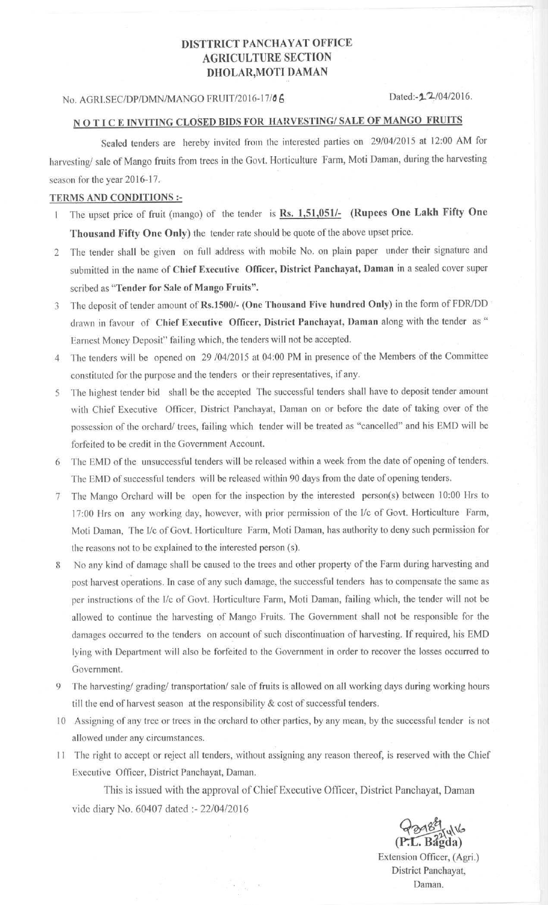# DISTTRICT PANCHAYAT OFFICE
# AGRICULTURE SECTION
# DHOLAR,MOTI DAMAN

No. AGRI.SEC/DP/DMN/MANGO FRUIT/2016-17/06 Dated:-22/04/2016.

## NOTICE INVITING CLOSED BIDS FOR HARVESTING/ SALE OF MANGO FRUITS

Sealed tenders are hereby invited from the interested parties on 29/04/2015 at 12:00 AM for harvesting/ sale of Mango fruits from trees in the Govt. Horticulture Farm, Moti Daman, during the harvesting season for the year 2016-17.

**TERMS AND CONDITIONS :-**

1. The upset price of fruit (mango) of the tender is **Rs. 1,51,051/- (Rupees One Lakh Fifty One Thousand Fifty One Only)** the tender rate should be quote of the above upset price.
2. The tender shall be given on full address with mobile No. on plain paper under their signature and submitted in the name of **Chief Executive Officer, District Panchayat, Daman** in a sealed cover super scribed as **"Tender for Sale of Mango Fruits".**
3. The deposit of tender amount of **Rs.1500/- (One Thousand Five hundred Only)** in the form of FDR/DD drawn in favour of **Chief Executive Officer, District Panchayat, Daman** along with the tender as " Earnest Money Deposit" failing which, the tenders will not be accepted.
4. The tenders will be opened on 29 /04/2015 at 04:00 PM in presence of the Members of the Committee constituted for the purpose and the tenders or their representatives, if any.
5. The highest tender bid shall be the accepted The successful tenders shall have to deposit tender amount with Chief Executive Officer, District Panchayat, Daman on or before the date of taking over of the possession of the orchard/ trees, failing which tender will be treated as "cancelled" and his EMD will be forfeited to be credit in the Government Account.
6. The EMD of the unsuccessful tenders will be released within a week from the date of opening of tenders. The EMD of successful tenders will be released within 90 days from the date of opening tenders.
7. The Mango Orchard will be open for the inspection by the interested person(s) between 10:00 Hrs to 17:00 Hrs on any working day, however, with prior permission of the I/c of Govt. Horticulture Farm, Moti Daman, The I/c of Govt. Horticulture Farm, Moti Daman, has authority to deny such permission for the reasons not to be explained to the interested person (s).
8. No any kind of damage shall be caused to the trees and other property of the Farm during harvesting and post harvest operations. In case of any such damage, the successful tenders has to compensate the same as per instructions of the I/c of Govt. Horticulture Farm, Moti Daman, failing which, the tender will not be allowed to continue the harvesting of Mango Fruits. The Government shall not be responsible for the damages occurred to the tenders on account of such discontinuation of harvesting. If required, his EMD lying with Department will also be forfeited to the Government in order to recover the losses occurred to Government.
9. The harvesting/ grading/ transportation/ sale of fruits is allowed on all working days during working hours till the end of harvest season at the responsibility & cost of successful tenders.
10. Assigning of any tree or trees in the orchard to other parties, by any mean, by the successful tender is not allowed under any circumstances.
11. The right to accept or reject all tenders, without assigning any reason thereof, is reserved with the Chief Executive Officer, District Panchayat, Daman.

This is issued with the approval of Chief Executive Officer, District Panchayat, Daman vide diary No. 60407 dated :- 22/04/2016

(P.L. Bagda)
Extension Officer, (Agri.)
District Panchayat,
Daman.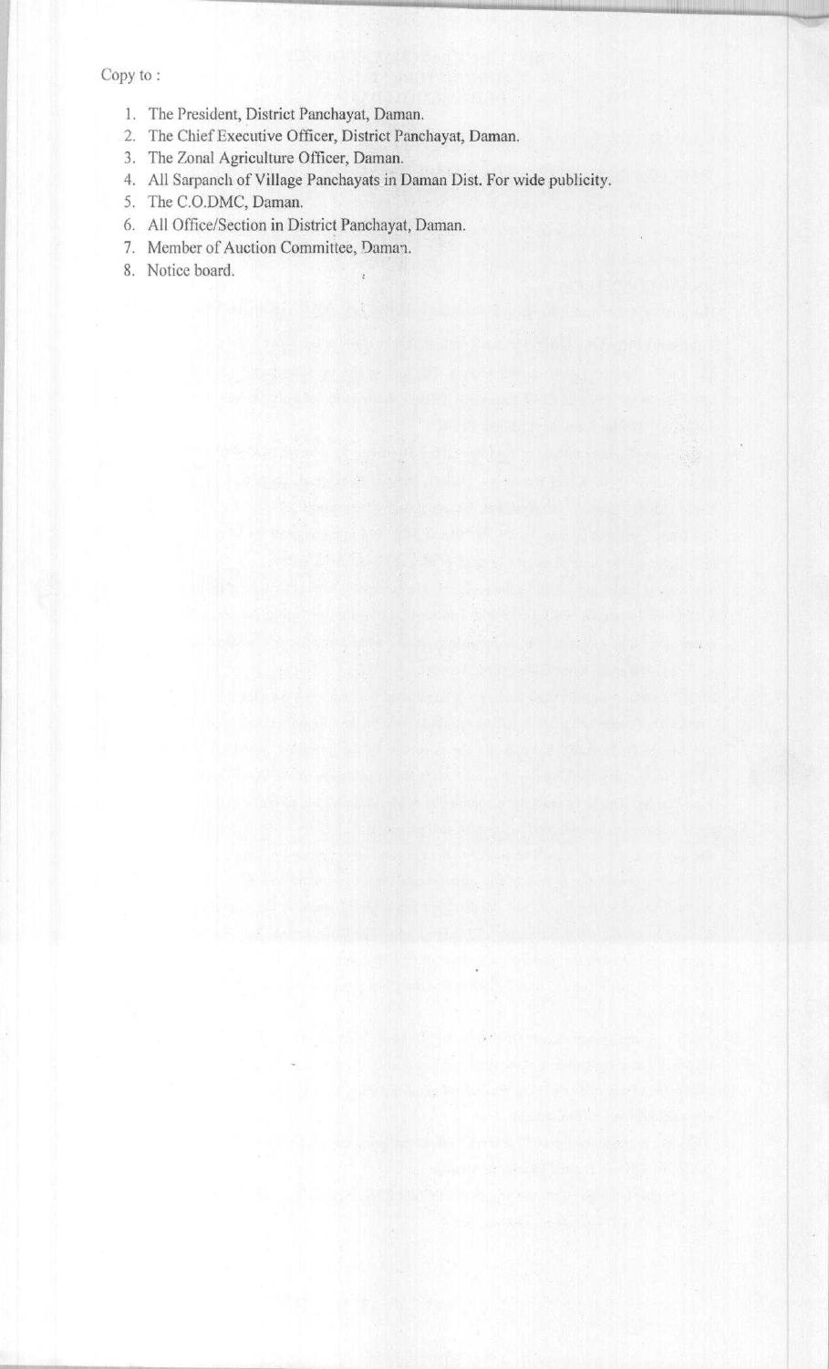Copy to :

1. The President, District Panchayat, Daman.
2. The Chief Executive Officer, District Panchayat, Daman.
3. The Zonal Agriculture Officer, Daman.
4. All Sarpanch of Village Panchayats in Daman Dist. For wide publicity.
5. The C.O.DMC, Daman.
6. All Office/Section in District Panchayat, Daman.
7. Member of Auction Committee, Daman.
8. Notice board.